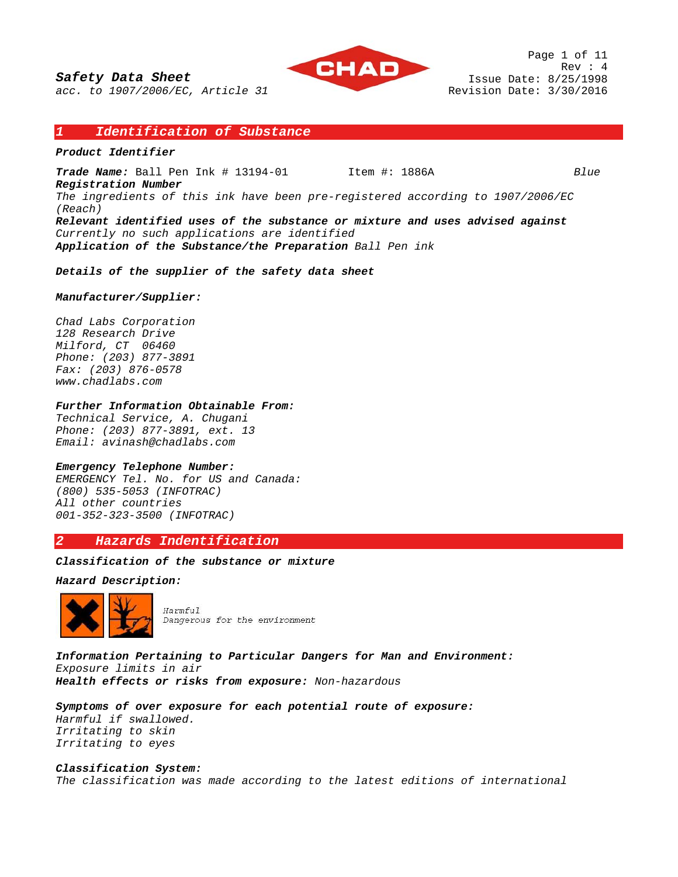**Safety Data Sheet**
*acc. to 1907/2006/EC, Article 31*

Rev : 4
Issue Date: 8/25/1998
Revision Date: 3/30/2016

## 1 Identification of Substance

***Product Identifier***

***Trade Name:*** Ball Pen Ink # 13194-01 Item #: 1886A *Blue*

***Registration Number***
*The ingredients of this ink have been pre-registered according to 1907/2006/EC (Reach)*

***Relevant identified uses of the substance or mixture and uses advised against***
*Currently no such applications are identified*

***Application of the Substance/the Preparation*** *Ball Pen ink*

***Details of the supplier of the safety data sheet***

***Manufacturer/Supplier:***

*Chad Labs Corporation*
*128 Research Drive*
*Milford, CT 06460*
*Phone: (203) 877-3891*
*Fax: (203) 876-0578*
*www.chadlabs.com*

***Further Information Obtainable From:***
*Technical Service, A. Chugani*
*Phone: (203) 877-3891, ext. 13*
*Email: avinash@chadlabs.com*

***Emergency Telephone Number:***
*EMERGENCY Tel. No. for US and Canada:*
*(800) 535-5053 (INFOTRAC)*
*All other countries*
*001-352-323-3500 (INFOTRAC)*

## 2 Hazards Indentification

***Classification of the substance or mixture***

***Hazard Description:***

*Harmful*
*Dangerous for the environment*

***Information Pertaining to Particular Dangers for Man and Environment:***
*Exposure limits in air*
***Health effects or risks from exposure:*** *Non-hazardous*

***Symptoms of over exposure for each potential route of exposure:***
*Harmful if swallowed.*
*Irritating to skin*
*Irritating to eyes*

***Classification System:***
*The classification was made according to the latest editions of international*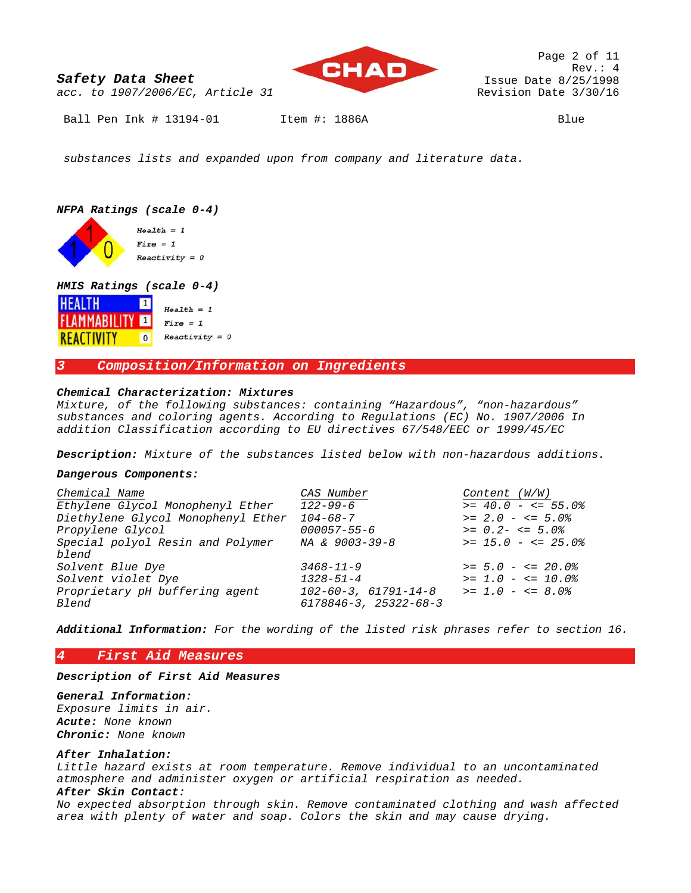substances lists and expanded upon from company and literature data.

**NFPA Ratings (scale 0-4)**

Health = 1
Fire = 1
Reactivity = 0

**HMIS Ratings (scale 0-4)**

| HEALTH | 1 |
|---|---|
| FLAMMABILITY | 1 |
| REACTIVITY | 0 |

Health = 1
Fire = 1
Reactivity = 0

## 3 Composition/Information on Ingredients

**Chemical Characterization: Mixtures**
*Mixture, of the following substances: containing “Hazardous”, “non-hazardous” substances and coloring agents. According to Regulations (EC) No. 1907/2006 In addition Classification according to EU directives 67/548/EEC or 1999/45/EC*

**Description:** *Mixture of the substances listed below with non-hazardous additions.*

**Dangerous Components:**

| Chemical Name | CAS Number | Content (W/W) |
|---|---|---|
| Ethylene Glycol Monophenyl Ether | 122-99-6 | >= 40.0 - <= 55.0% |
| Diethylene Glycol Monophenyl Ether | 104-68-7 | >= 2.0 - <= 5.0% |
| Propylene Glycol | 000057-55-6 | >= 0.2- <= 5.0% |
| Special polyol Resin and Polymer blend | NA & 9003-39-8 | >= 15.0 - <= 25.0% |
| Solvent Blue Dye | 3468-11-9 | >= 5.0 - <= 20.0% |
| Solvent violet Dye | 1328-51-4 | >= 1.0 - <= 10.0% |
| Proprietary pH buffering agent Blend | 102-60-3, 61791-14-8 6178846-3, 25322-68-3 | >= 1.0 - <= 8.0% |

**Additional Information:** *For the wording of the listed risk phrases refer to section 16.*

## 4 First Aid Measures

**Description of First Aid Measures**

**General Information:**
*Exposure limits in air.*
**Acute:** *None known*
**Chronic:** *None known*

**After Inhalation:**
*Little hazard exists at room temperature. Remove individual to an uncontaminated atmosphere and administer oxygen or artificial respiration as needed.*
**After Skin Contact:**
*No expected absorption through skin. Remove contaminated clothing and wash affected area with plenty of water and soap. Colors the skin and may cause drying.*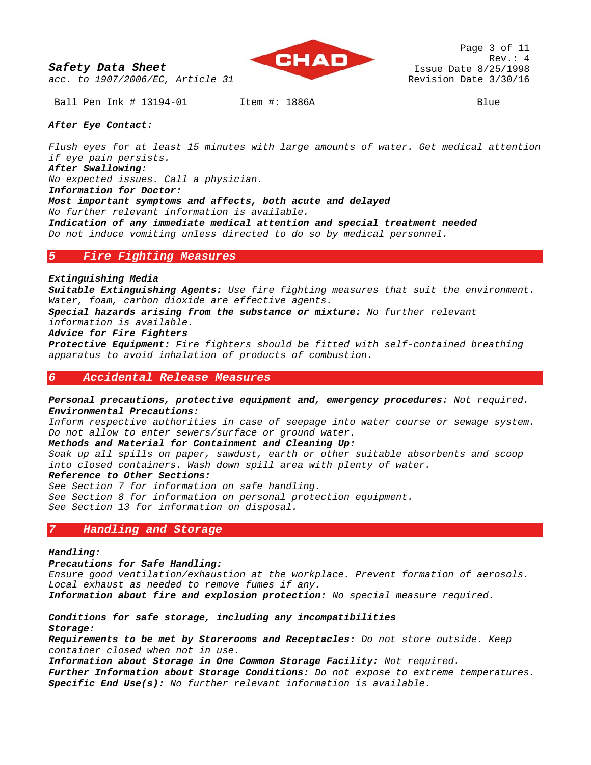**After Eye Contact:**

*Flush eyes for at least 15 minutes with large amounts of water. Get medical attention if eye pain persists.*

**After Swallowing:**

*No expected issues. Call a physician.*

**Information for Doctor:**

**Most important symptoms and affects, both acute and delayed**

*No further relevant information is available.*

**Indication of any immediate medical attention and special treatment needed**

*Do not induce vomiting unless directed to do so by medical personnel.*

## 5 Fire Fighting Measures

**Extinguishing Media**

**Suitable Extinguishing Agents:** *Use fire fighting measures that suit the environment. Water, foam, carbon dioxide are effective agents.*

**Special hazards arising from the substance or mixture:** *No further relevant information is available.*

**Advice for Fire Fighters**

**Protective Equipment:** *Fire fighters should be fitted with self-contained breathing apparatus to avoid inhalation of products of combustion.*

## 6 Accidental Release Measures

**Personal precautions, protective equipment and, emergency procedures:** *Not required.*

**Environmental Precautions:**

*Inform respective authorities in case of seepage into water course or sewage system. Do not allow to enter sewers/surface or ground water.*

**Methods and Material for Containment and Cleaning Up:**

*Soak up all spills on paper, sawdust, earth or other suitable absorbents and scoop into closed containers. Wash down spill area with plenty of water.*

**Reference to Other Sections:**

*See Section 7 for information on safe handling.*
*See Section 8 for information on personal protection equipment.*
*See Section 13 for information on disposal.*

## 7 Handling and Storage

**Handling:**

**Precautions for Safe Handling:**

*Ensure good ventilation/exhaustion at the workplace. Prevent formation of aerosols. Local exhaust as needed to remove fumes if any.*

**Information about fire and explosion protection:** *No special measure required.*

**Conditions for safe storage, including any incompatibilities**

**Storage:**

**Requirements to be met by Storerooms and Receptacles:** *Do not store outside. Keep container closed when not in use.*

**Information about Storage in One Common Storage Facility:** *Not required.*

**Further Information about Storage Conditions:** *Do not expose to extreme temperatures.*

**Specific End Use(s):** *No further relevant information is available.*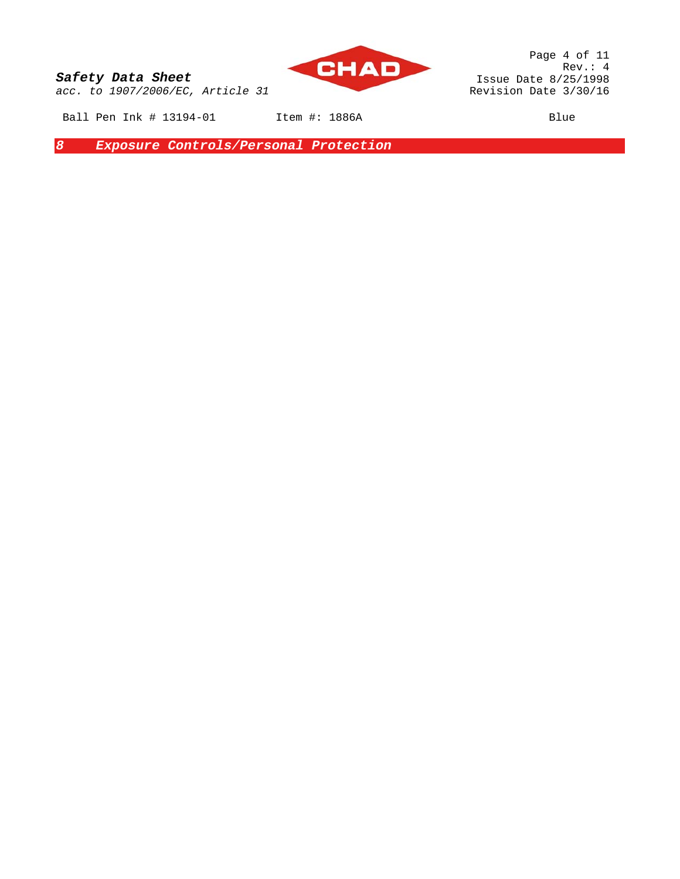## 8 Exposure Controls/Personal Protection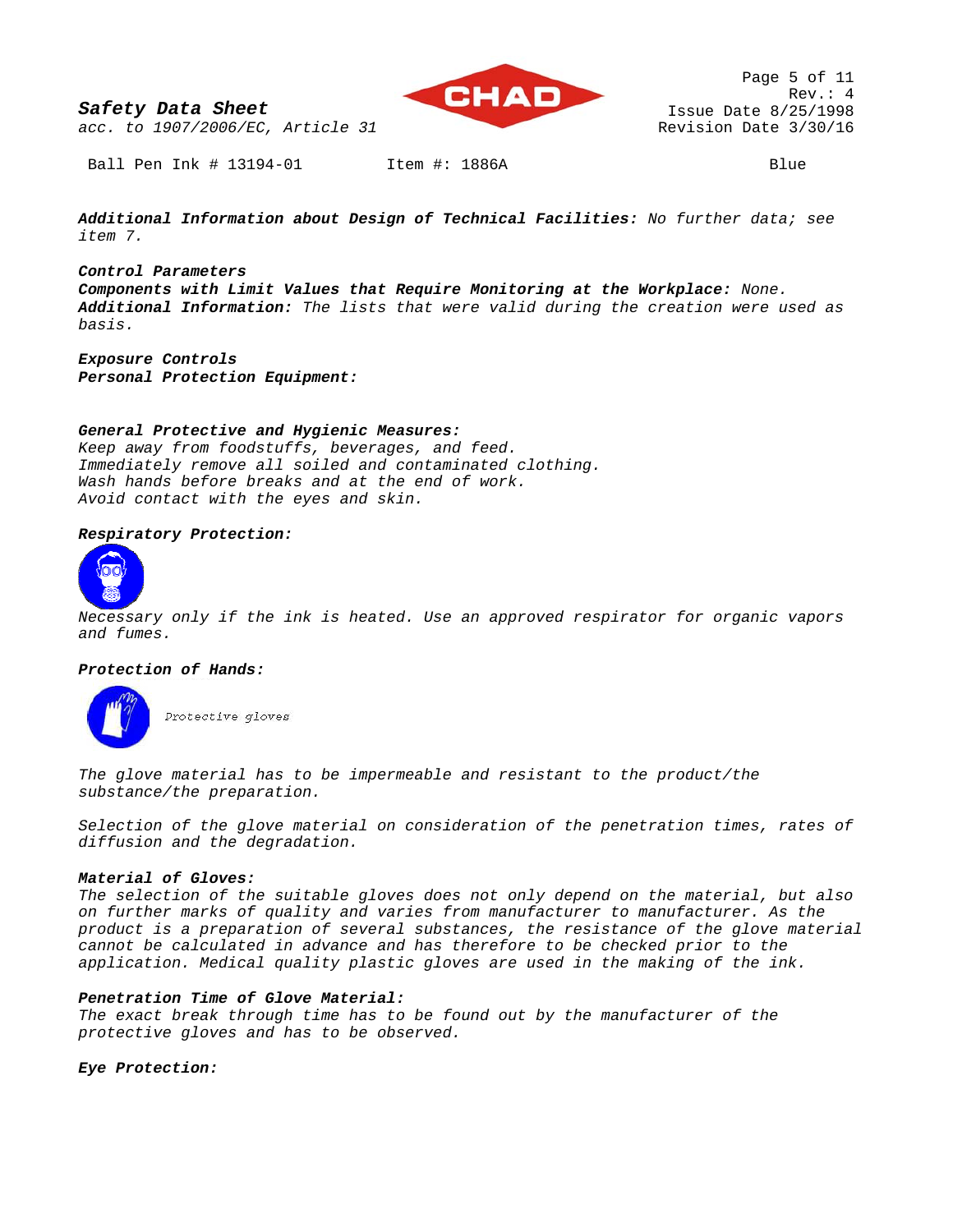***Additional Information about Design of Technical Facilities:*** *No further data; see item 7.*

***Control Parameters***

***Components with Limit Values that Require Monitoring at the Workplace:*** *None.*

***Additional Information:*** *The lists that were valid during the creation were used as basis.*

***Exposure Controls***

***Personal Protection Equipment:***

***General Protective and Hygienic Measures:***

*Keep away from foodstuffs, beverages, and feed.*
*Immediately remove all soiled and contaminated clothing.*
*Wash hands before breaks and at the end of work.*
*Avoid contact with the eyes and skin.*

***Respiratory Protection:***

*Necessary only if the ink is heated. Use an approved respirator for organic vapors and fumes.*

***Protection of Hands:***

*Protective gloves*

*The glove material has to be impermeable and resistant to the product/the substance/the preparation.*

*Selection of the glove material on consideration of the penetration times, rates of diffusion and the degradation.*

***Material of Gloves:***

*The selection of the suitable gloves does not only depend on the material, but also on further marks of quality and varies from manufacturer to manufacturer. As the product is a preparation of several substances, the resistance of the glove material cannot be calculated in advance and has therefore to be checked prior to the application. Medical quality plastic gloves are used in the making of the ink.*

***Penetration Time of Glove Material:***

*The exact break through time has to be found out by the manufacturer of the protective gloves and has to be observed.*

***Eye Protection:***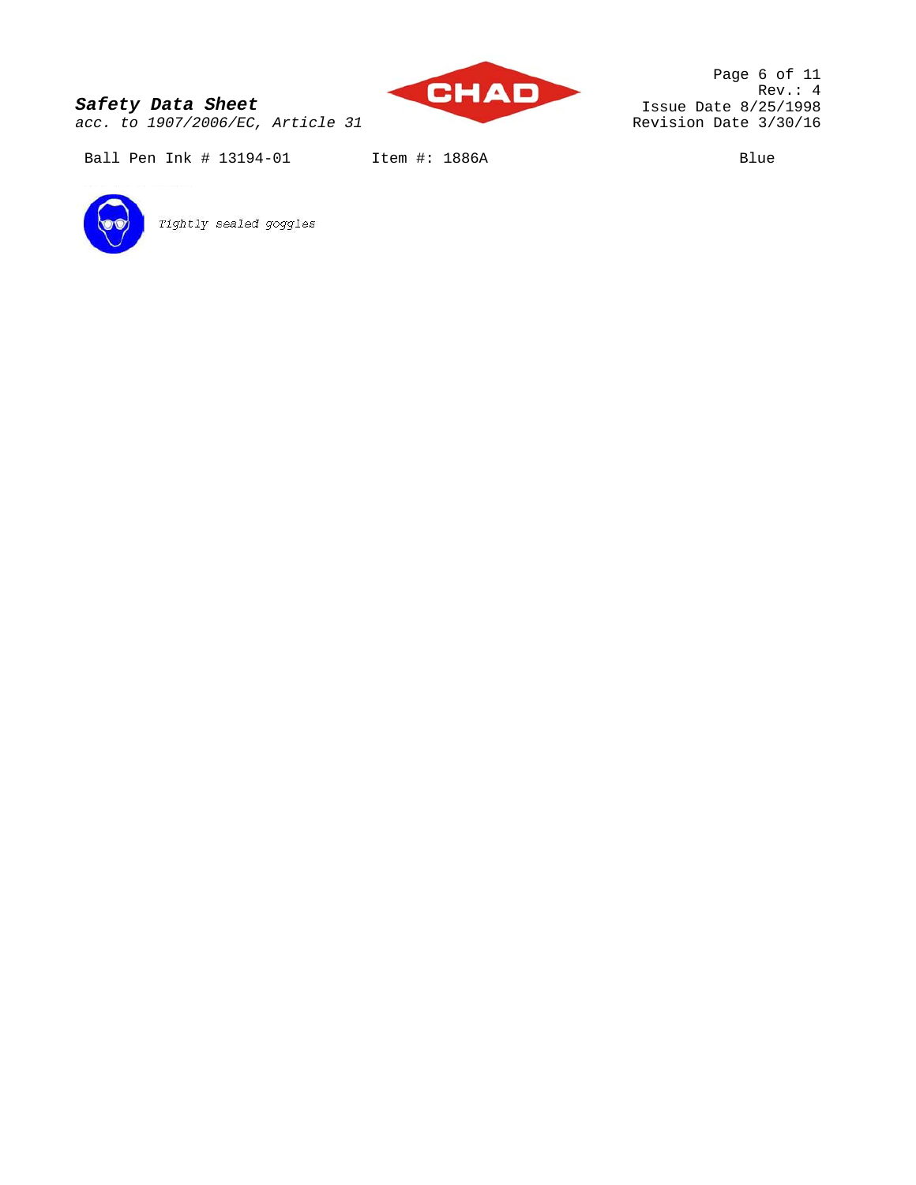Tightly sealed goggles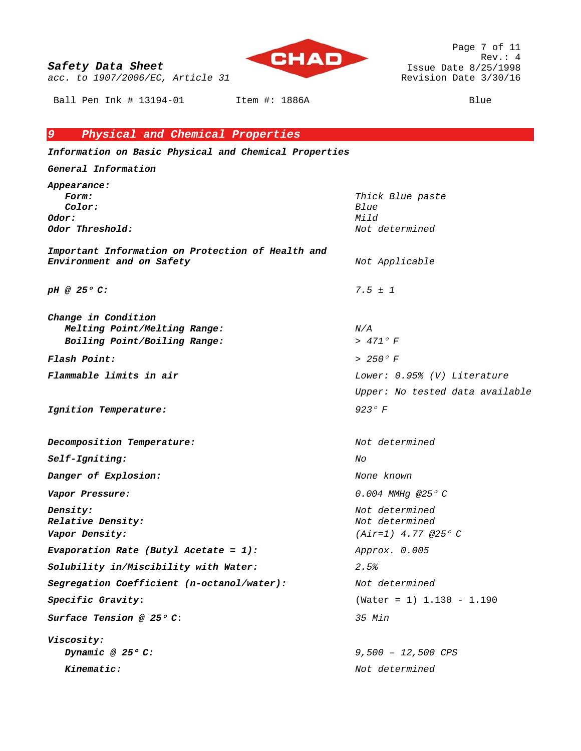## 9 Physical and Chemical Properties

**Information on Basic Physical and Chemical Properties**

**General Information**

| Property | Value |
|---|---|
| **Appearance:** | |
| **Form:** | Thick Blue paste |
| **Color:** | Blue |
| **Odor:** | Mild |
| **Odor Threshold:** | Not determined |
| **Important Information on Protection of Health and Environment and on Safety** | Not Applicable |
| **pH @ 25° C:** | 7.5 ± 1 |
| **Change in Condition** | |
| **Melting Point/Melting Range:** | N/A |
| **Boiling Point/Boiling Range:** | > 471° F |
| **Flash Point:** | > 250° F |
| **Flammable limits in air** | Lower: 0.95% (V) Literature<br>Upper: No tested data available |
| **Ignition Temperature:** | 923° F |
| **Decomposition Temperature:** | Not determined |
| **Self-Igniting:** | No |
| **Danger of Explosion:** | None known |
| **Vapor Pressure:** | 0.004 MMHg @25° C |
| **Density:** | Not determined |
| **Relative Density:** | Not determined |
| **Vapor Density:** | (Air=1) 4.77 @25° C |
| **Evaporation Rate (Butyl Acetate = 1):** | Approx. 0.005 |
| **Solubility in/Miscibility with Water:** | 2.5% |
| **Segregation Coefficient (n-octanol/water):** | Not determined |
| **Specific Gravity:** | (Water = 1) 1.130 - 1.190 |
| **Surface Tension @ 25° C:** | 35 Min |
| **Viscosity:** | |
| **Dynamic @ 25° C:** | 9,500 – 12,500 CPS |
| **Kinematic:** | Not determined |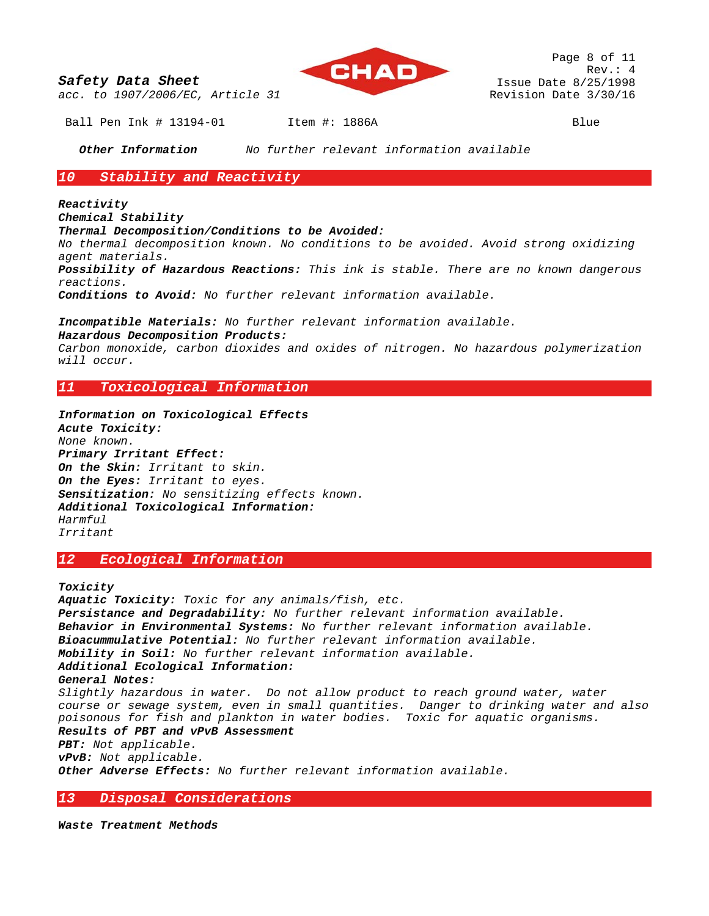**Other Information** *No further relevant information available*

## 10 Stability and Reactivity

***Reactivity***
***Chemical Stability***
***Thermal Decomposition/Conditions to be Avoided:***
*No thermal decomposition known. No conditions to be avoided. Avoid strong oxidizing agent materials.*
***Possibility of Hazardous Reactions:*** *This ink is stable. There are no known dangerous reactions.*
***Conditions to Avoid:*** *No further relevant information available.*

***Incompatible Materials:*** *No further relevant information available.*
***Hazardous Decomposition Products:***
*Carbon monoxide, carbon dioxides and oxides of nitrogen. No hazardous polymerization will occur.*

## 11 Toxicological Information

***Information on Toxicological Effects***
***Acute Toxicity:***
*None known.*
***Primary Irritant Effect:***
***On the Skin:*** *Irritant to skin.*
***On the Eyes:*** *Irritant to eyes.*
***Sensitization:*** *No sensitizing effects known.*
***Additional Toxicological Information:***
*Harmful*
*Irritant*

## 12 Ecological Information

***Toxicity***
***Aquatic Toxicity:*** *Toxic for any animals/fish, etc.*
***Persistance and Degradability:*** *No further relevant information available.*
***Behavior in Environmental Systems:*** *No further relevant information available.*
***Bioacummulative Potential:*** *No further relevant information available.*
***Mobility in Soil:*** *No further relevant information available.*
***Additional Ecological Information:***
***General Notes:***
*Slightly hazardous in water. Do not allow product to reach ground water, water course or sewage system, even in small quantities. Danger to drinking water and also poisonous for fish and plankton in water bodies. Toxic for aquatic organisms.*
***Results of PBT and vPvB Assessment***
***PBT:*** *Not applicable.*
***vPvB:*** *Not applicable.*
***Other Adverse Effects:*** *No further relevant information available.*

## 13 Disposal Considerations

***Waste Treatment Methods***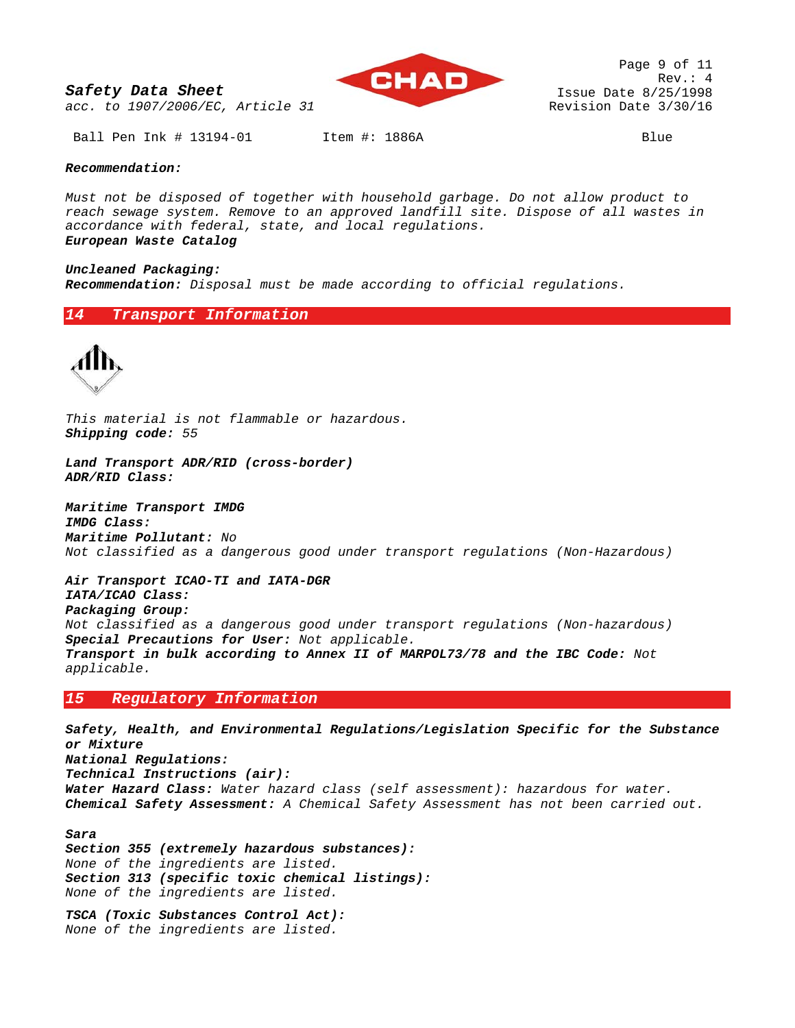Ball Pen Ink # 13194-01 Item #: 1886A Blue

***Recommendation:***

*Must not be disposed of together with household garbage. Do not allow product to reach sewage system. Remove to an approved landfill site. Dispose of all wastes in accordance with federal, state, and local regulations.*
***European Waste Catalog***

***Uncleaned Packaging:***
***Recommendation:*** *Disposal must be made according to official regulations.*

## *14 Transport Information*

*This material is not flammable or hazardous.*
***Shipping code:*** *55*

***Land Transport ADR/RID (cross-border)***
***ADR/RID Class:***

***Maritime Transport IMDG***
***IMDG Class:***
***Maritime Pollutant:*** *No*
*Not classified as a dangerous good under transport regulations (Non-Hazardous)*

***Air Transport ICAO-TI and IATA-DGR***
***IATA/ICAO Class:***
***Packaging Group:***
*Not classified as a dangerous good under transport regulations (Non-hazardous)*
***Special Precautions for User:*** *Not applicable.*
***Transport in bulk according to Annex II of MARPOL73/78 and the IBC Code:*** *Not applicable.*

## *15 Regulatory Information*

***Safety, Health, and Environmental Regulations/Legislation Specific for the Substance or Mixture***
***National Regulations:***
***Technical Instructions (air):***
***Water Hazard Class:*** *Water hazard class (self assessment): hazardous for water.*
***Chemical Safety Assessment:*** *A Chemical Safety Assessment has not been carried out.*

***Sara***
***Section 355 (extremely hazardous substances):***
*None of the ingredients are listed.*
***Section 313 (specific toxic chemical listings):***
*None of the ingredients are listed.*

***TSCA (Toxic Substances Control Act):***
*None of the ingredients are listed.*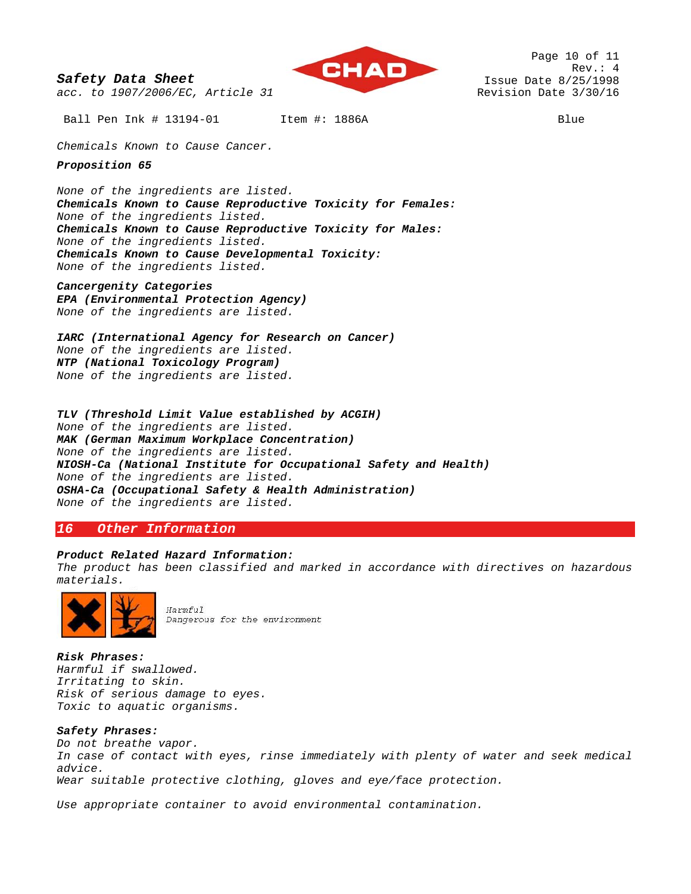Ball Pen Ink # 13194-01 Item #: 1886A Blue

*Chemicals Known to Cause Cancer.*

***Proposition 65***

*None of the ingredients are listed.*
***Chemicals Known to Cause Reproductive Toxicity for Females:***
*None of the ingredients listed.*
***Chemicals Known to Cause Reproductive Toxicity for Males:***
*None of the ingredients listed.*
***Chemicals Known to Cause Developmental Toxicity:***
*None of the ingredients listed.*

***Cancergenity Categories***
***EPA (Environmental Protection Agency)***
*None of the ingredients are listed.*

***IARC (International Agency for Research on Cancer)***
*None of the ingredients are listed.*
***NTP (National Toxicology Program)***
*None of the ingredients are listed.*

***TLV (Threshold Limit Value established by ACGIH)***
*None of the ingredients are listed.*
***MAK (German Maximum Workplace Concentration)***
*None of the ingredients are listed.*
***NIOSH-Ca (National Institute for Occupational Safety and Health)***
*None of the ingredients are listed.*
***OSHA-Ca (Occupational Safety & Health Administration)***
*None of the ingredients are listed.*

## 16 Other Information

***Product Related Hazard Information:***
*The product has been classified and marked in accordance with directives on hazardous materials.*

*Harmful*
*Dangerous for the environment*

***Risk Phrases:***
*Harmful if swallowed.*
*Irritating to skin.*
*Risk of serious damage to eyes.*
*Toxic to aquatic organisms.*

***Safety Phrases:***
*Do not breathe vapor.*
*In case of contact with eyes, rinse immediately with plenty of water and seek medical advice.*
*Wear suitable protective clothing, gloves and eye/face protection.*

*Use appropriate container to avoid environmental contamination.*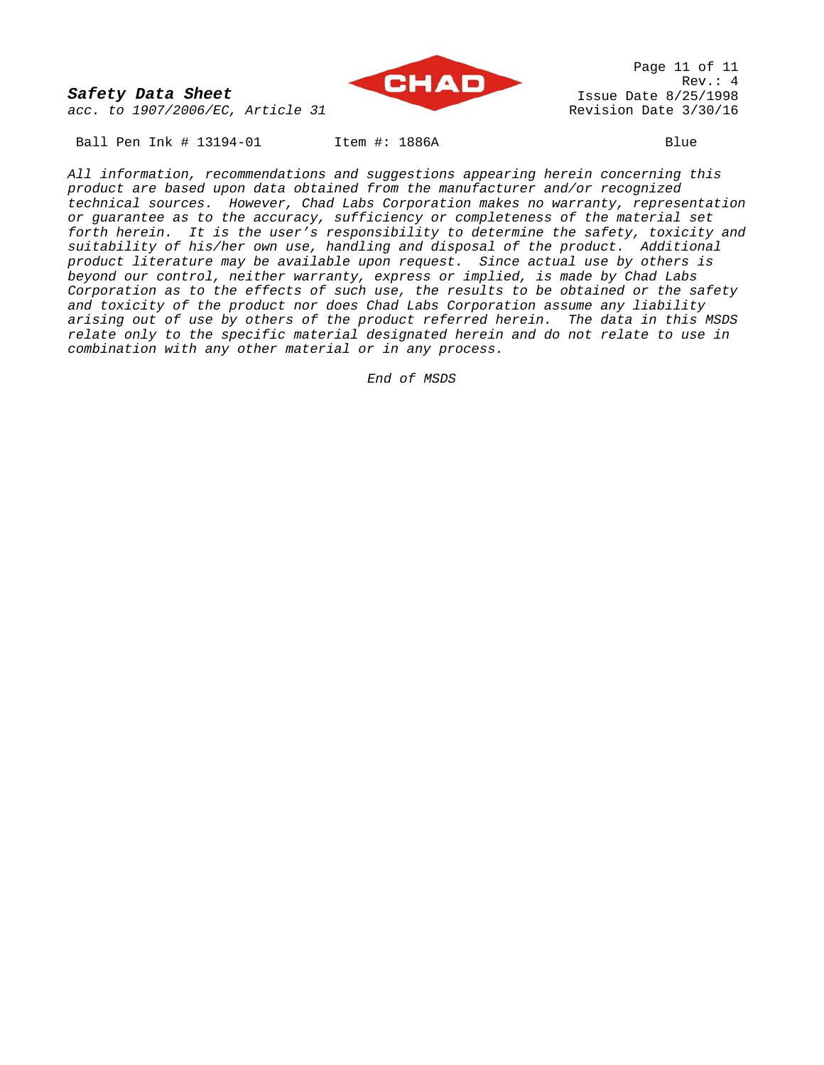*All information, recommendations and suggestions appearing herein concerning this product are based upon data obtained from the manufacturer and/or recognized technical sources. However, Chad Labs Corporation makes no warranty, representation or guarantee as to the accuracy, sufficiency or completeness of the material set forth herein. It is the user's responsibility to determine the safety, toxicity and suitability of his/her own use, handling and disposal of the product. Additional product literature may be available upon request. Since actual use by others is beyond our control, neither warranty, express or implied, is made by Chad Labs Corporation as to the effects of such use, the results to be obtained or the safety and toxicity of the product nor does Chad Labs Corporation assume any liability arising out of use by others of the product referred herein. The data in this MSDS relate only to the specific material designated herein and do not relate to use in combination with any other material or in any process.*

*End of MSDS*